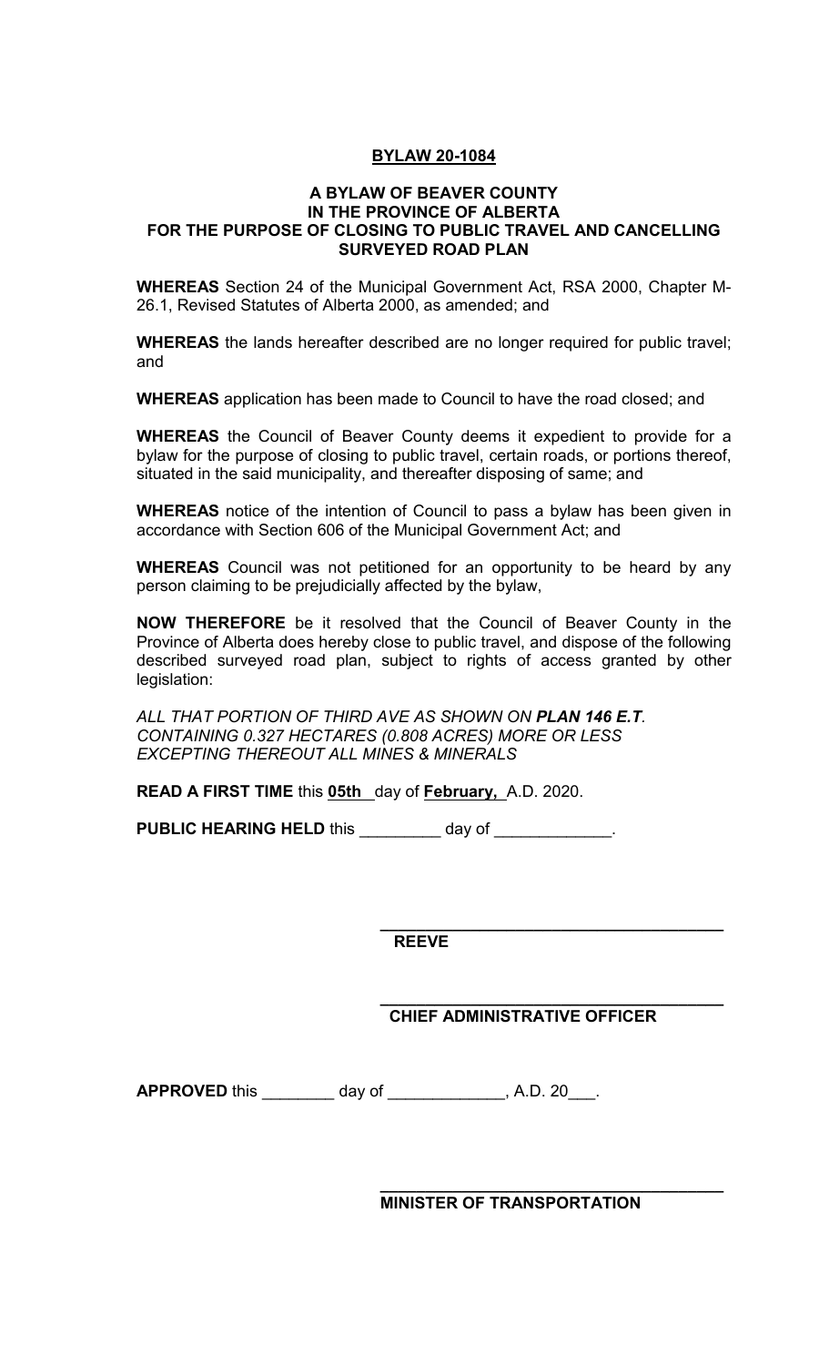# BYLAW 20-1084

## A BYLAW OF BEAVER COUNTY IN THE PROVINCE OF ALBERTA FOR THE PURPOSE OF CLOSING TO PUBLIC TRAVEL AND CANCELLING SURVEYED ROAD PLAN

**WHEREAS** Section 24 of the Municipal Government Act, RSA 2000, Chapter M-26.1, Revised Statutes of Alberta 2000, as amended; and

**WHEREAS** the lands hereafter described are no longer required for public travel; and

**WHEREAS** application has been made to Council to have the road closed; and

**WHEREAS** the Council of Beaver County deems it expedient to provide for a bylaw for the purpose of closing to public travel, certain roads, or portions thereof, situated in the said municipality, and thereafter disposing of same; and

**WHEREAS** notice of the intention of Council to pass a bylaw has been given in accordance with Section 606 of the Municipal Government Act; and

**WHEREAS** Council was not petitioned for an opportunity to be heard by any person claiming to be prejudicially affected by the bylaw,

**NOW THEREFORE** be it resolved that the Council of Beaver County in the Province of Alberta does hereby close to public travel, and dispose of the following described surveyed road plan, subject to rights of access granted by other legislation:

*ALL THAT PORTION OF THIRD AVE AS SHOWN ON **PLAN 146 E.T.***
*CONTAINING 0.327 HECTARES (0.808 ACRES) MORE OR LESS*
*EXCEPTING THEREOUT ALL MINES & MINERALS*

**READ A FIRST TIME** this **05th** day of **February,** A.D. 2020.

**PUBLIC HEARING HELD** this _________ day of _____________.

_______________________________________
**REEVE**

_______________________________________
**CHIEF ADMINISTRATIVE OFFICER**

**APPROVED** this ________ day of _____________, A.D. 20___.

_______________________________________
**MINISTER OF TRANSPORTATION**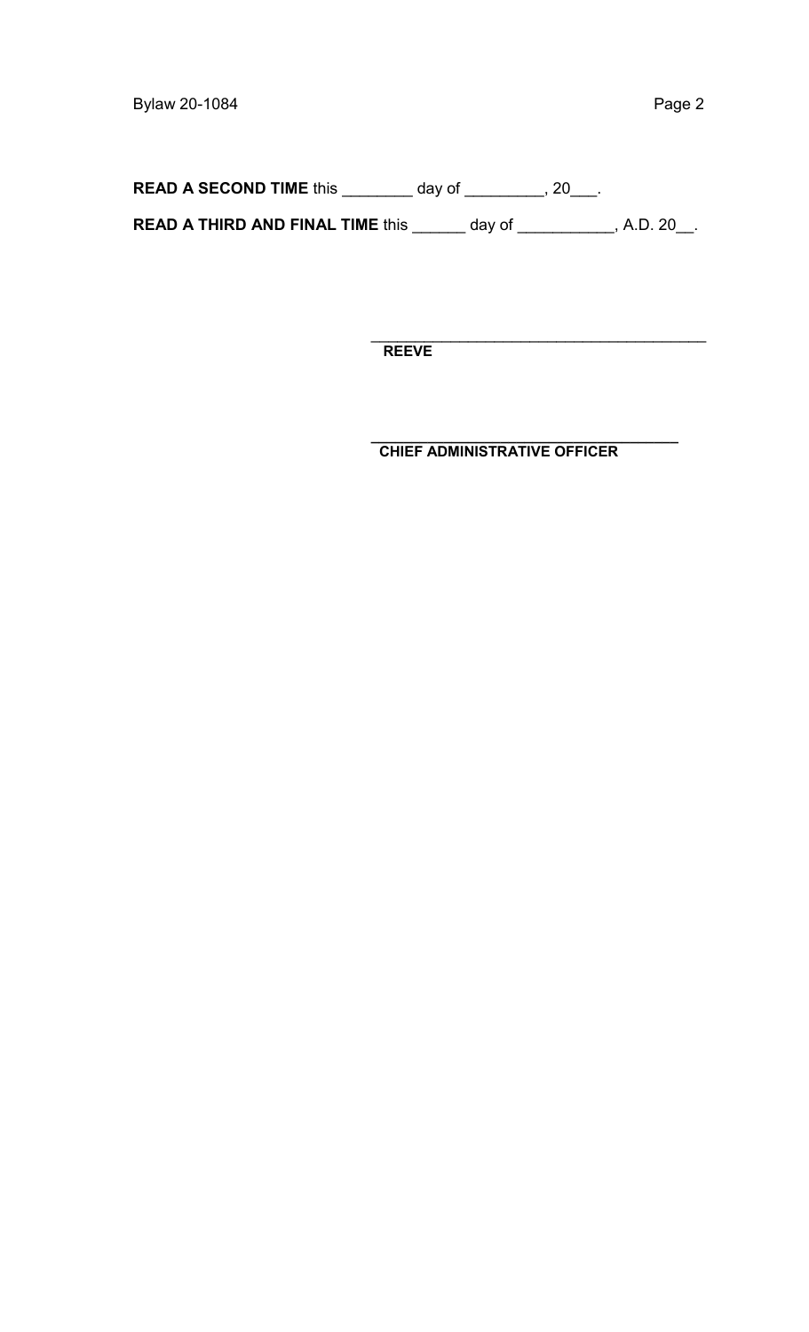**READ A SECOND TIME** this ________ day of _________, 20___.

**READ A THIRD AND FINAL TIME** this ______ day of ___________, A.D. 20__.

_______________________________________
**REEVE**

_______________________________________
**CHIEF ADMINISTRATIVE OFFICER**